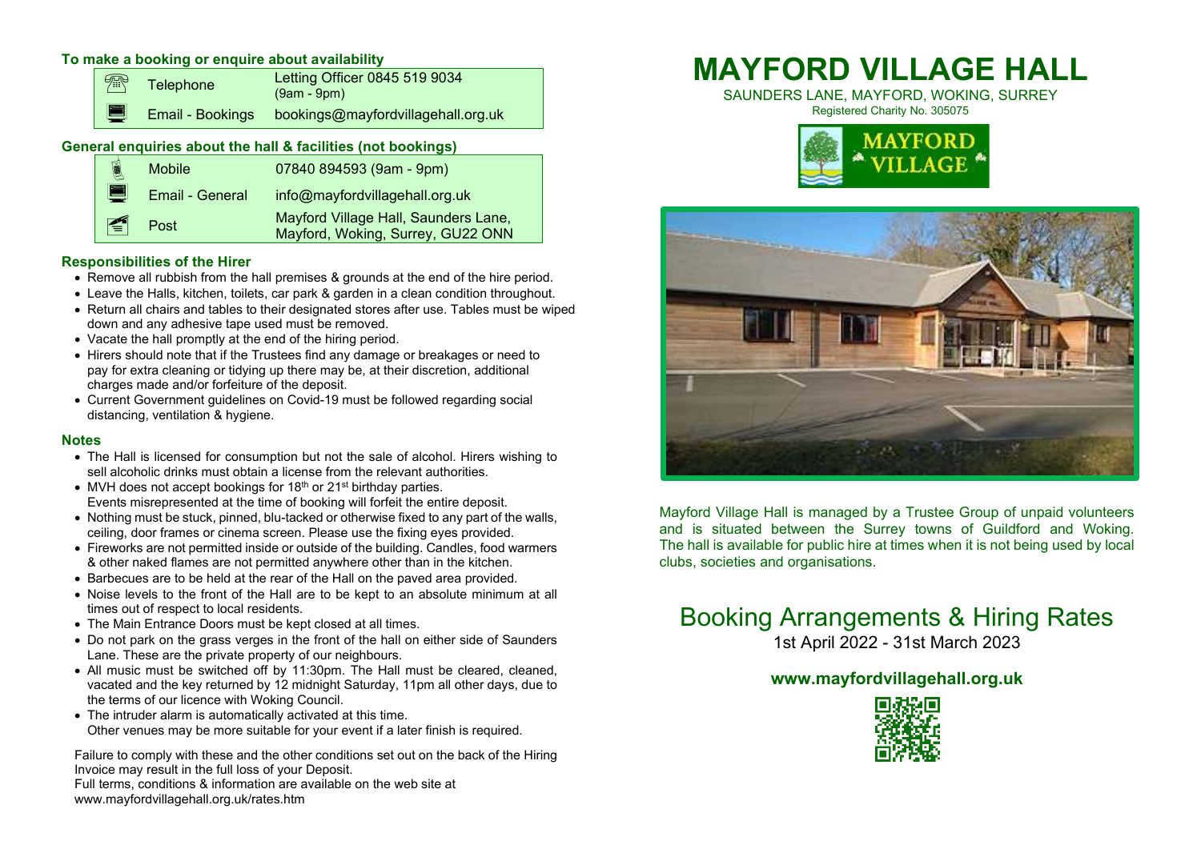### To make a booking or enquire about availability

| | | |
|---|---|---|
| Telephone | Letting Officer 0845 519 9034 (9am - 9pm) |
| Email - Bookings | bookings@mayfordvillagehall.org.uk |

### General enquiries about the hall & facilities (not bookings)

| | |
|---|---|
| Mobile | 07840 894593 (9am - 9pm) |
| Email - General | info@mayfordvillagehall.org.uk |
| Post | Mayford Village Hall, Saunders Lane, Mayford, Woking, Surrey, GU22 ONN |

### Responsibilities of the Hirer

- Remove all rubbish from the hall premises & grounds at the end of the hire period.
- Leave the Halls, kitchen, toilets, car park & garden in a clean condition throughout.
- Return all chairs and tables to their designated stores after use. Tables must be wiped down and any adhesive tape used must be removed.
- Vacate the hall promptly at the end of the hiring period.
- Hirers should note that if the Trustees find any damage or breakages or need to pay for extra cleaning or tidying up there may be, at their discretion, additional charges made and/or forfeiture of the deposit.
- Current Government guidelines on Covid-19 must be followed regarding social distancing, ventilation & hygiene.

### Notes

- The Hall is licensed for consumption but not the sale of alcohol. Hirers wishing to sell alcoholic drinks must obtain a license from the relevant authorities.
- MVH does not accept bookings for 18th or 21st birthday parties. Events misrepresented at the time of booking will forfeit the entire deposit.
- Nothing must be stuck, pinned, blu-tacked or otherwise fixed to any part of the walls, ceiling, door frames or cinema screen. Please use the fixing eyes provided.
- Fireworks are not permitted inside or outside of the building. Candles, food warmers & other naked flames are not permitted anywhere other than in the kitchen.
- Barbecues are to be held at the rear of the Hall on the paved area provided.
- Noise levels to the front of the Hall are to be kept to an absolute minimum at all times out of respect to local residents.
- The Main Entrance Doors must be kept closed at all times.
- Do not park on the grass verges in the front of the hall on either side of Saunders Lane. These are the private property of our neighbours.
- All music must be switched off by 11:30pm. The Hall must be cleared, cleaned, vacated and the key returned by 12 midnight Saturday, 11pm all other days, due to the terms of our licence with Woking Council.
- The intruder alarm is automatically activated at this time. Other venues may be more suitable for your event if a later finish is required.

Failure to comply with these and the other conditions set out on the back of the Hiring Invoice may result in the full loss of your Deposit.
Full terms, conditions & information are available on the web site at www.mayfordvillagehall.org.uk/rates.htm

# MAYFORD VILLAGE HALL

SAUNDERS LANE, MAYFORD, WOKING, SURREY
Registered Charity No. 305075

MAYFORD VILLAGE

Mayford Village Hall is managed by a Trustee Group of unpaid volunteers and is situated between the Surrey towns of Guildford and Woking. The hall is available for public hire at times when it is not being used by local clubs, societies and organisations.

## Booking Arrangements & Hiring Rates

1st April 2022 - 31st March 2023

**www.mayfordvillagehall.org.uk**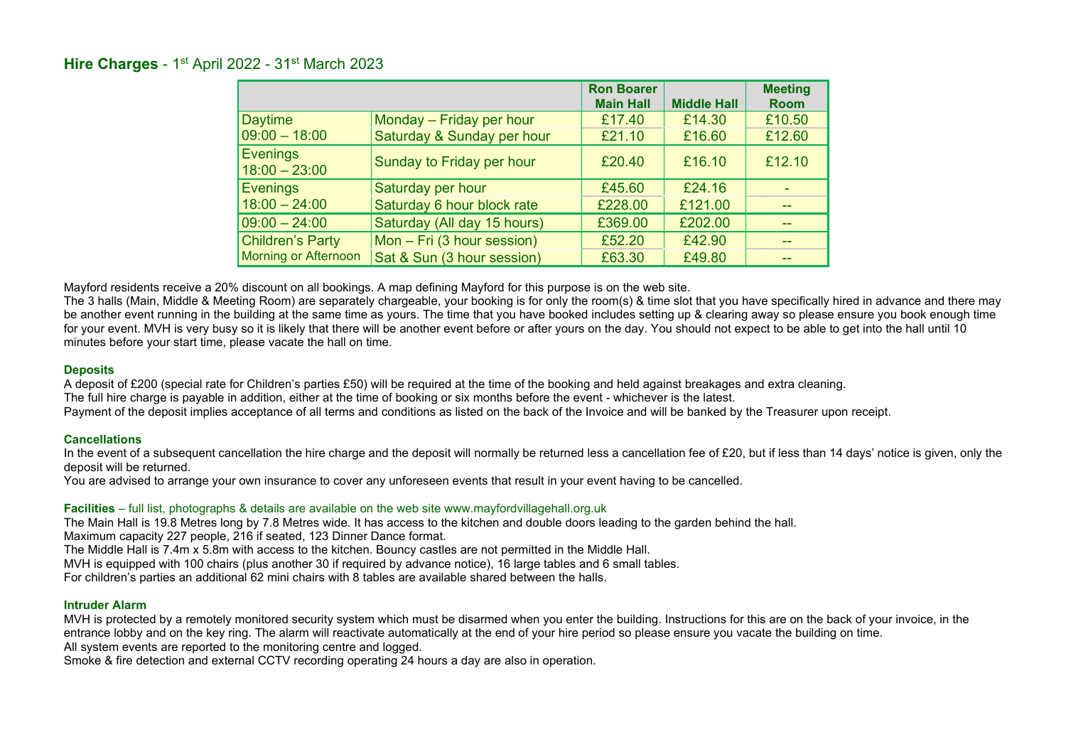## **Hire Charges** - 1st April 2022 - 31st March 2023

| | | Ron Boarer Main Hall | Middle Hall | Meeting Room |
|---|---|---|---|---|
| Daytime 09:00 – 18:00 | Monday – Friday per hour | £17.40 | £14.30 | £10.50 |
| | Saturday & Sunday per hour | £21.10 | £16.60 | £12.60 |
| Evenings 18:00 – 23:00 | Sunday to Friday per hour | £20.40 | £16.10 | £12.10 |
| Evenings 18:00 – 24:00 | Saturday per hour | £45.60 | £24.16 | - |
| | Saturday 6 hour block rate | £228.00 | £121.00 | -- |
| 09:00 – 24:00 | Saturday (All day 15 hours) | £369.00 | £202.00 | -- |
| Children's Party Morning or Afternoon | Mon – Fri (3 hour session) | £52.20 | £42.90 | -- |
| | Sat & Sun (3 hour session) | £63.30 | £49.80 | -- |

Mayford residents receive a 20% discount on all bookings. A map defining Mayford for this purpose is on the web site.
The 3 halls (Main, Middle & Meeting Room) are separately chargeable, your booking is for only the room(s) & time slot that you have specifically hired in advance and there may be another event running in the building at the same time as yours. The time that you have booked includes setting up & clearing away so please ensure you book enough time for your event. MVH is very busy so it is likely that there will be another event before or after yours on the day. You should not expect to be able to get into the hall until 10 minutes before your start time, please vacate the hall on time.

### Deposits

A deposit of £200 (special rate for Children's parties £50) will be required at the time of the booking and held against breakages and extra cleaning.
The full hire charge is payable in addition, either at the time of booking or six months before the event - whichever is the latest.
Payment of the deposit implies acceptance of all terms and conditions as listed on the back of the Invoice and will be banked by the Treasurer upon receipt.

### Cancellations

In the event of a subsequent cancellation the hire charge and the deposit will normally be returned less a cancellation fee of £20, but if less than 14 days' notice is given, only the deposit will be returned.
You are advised to arrange your own insurance to cover any unforeseen events that result in your event having to be cancelled.

### Facilities – full list, photographs & details are available on the web site www.mayfordvillagehall.org.uk

The Main Hall is 19.8 Metres long by 7.8 Metres wide. It has access to the kitchen and double doors leading to the garden behind the hall.
Maximum capacity 227 people, 216 if seated, 123 Dinner Dance format.
The Middle Hall is 7.4m x 5.8m with access to the kitchen. Bouncy castles are not permitted in the Middle Hall.
MVH is equipped with 100 chairs (plus another 30 if required by advance notice), 16 large tables and 6 small tables.
For children's parties an additional 62 mini chairs with 8 tables are available shared between the halls.

### Intruder Alarm

MVH is protected by a remotely monitored security system which must be disarmed when you enter the building. Instructions for this are on the back of your invoice, in the entrance lobby and on the key ring. The alarm will reactivate automatically at the end of your hire period so please ensure you vacate the building on time.
All system events are reported to the monitoring centre and logged.
Smoke & fire detection and external CCTV recording operating 24 hours a day are also in operation.